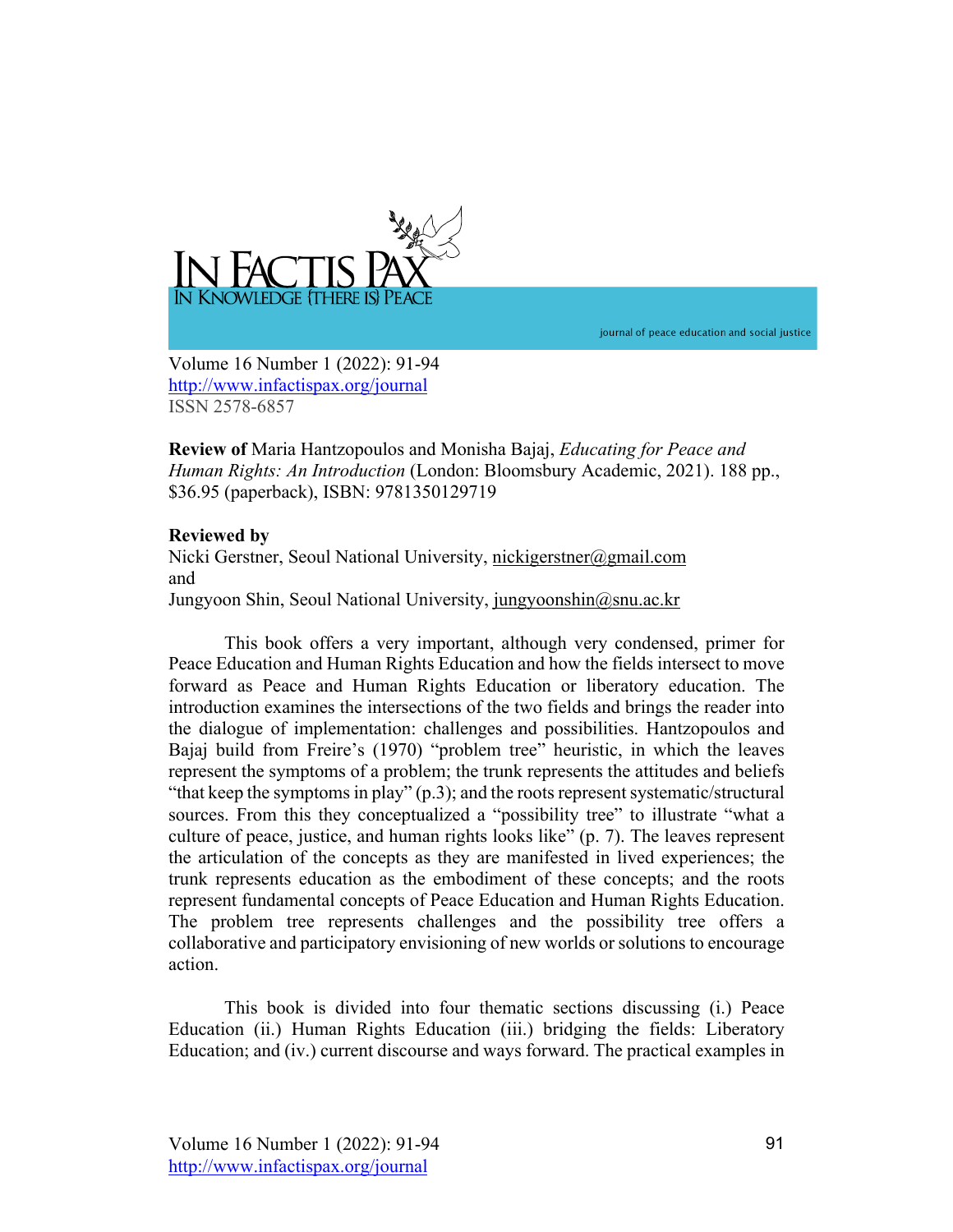In Factis Pax

In Knowledge {there is} Peace

journal of peace education and social justice

Volume 16 Number 1 (2022): 91-94
http://www.infactispax.org/journal
ISSN 2578-6857

**Review of** Maria Hantzopoulos and Monisha Bajaj, *Educating for Peace and Human Rights: An Introduction* (London: Bloomsbury Academic, 2021). 188 pp., $36.95 (paperback), ISBN: 9781350129719

**Reviewed by**
Nicki Gerstner, Seoul National University, nickigerstner@gmail.com
and
Jungyoon Shin, Seoul National University, jungyoonshin@snu.ac.kr

This book offers a very important, although very condensed, primer for Peace Education and Human Rights Education and how the fields intersect to move forward as Peace and Human Rights Education or liberatory education. The introduction examines the intersections of the two fields and brings the reader into the dialogue of implementation: challenges and possibilities. Hantzopoulos and Bajaj build from Freire's (1970) "problem tree" heuristic, in which the leaves represent the symptoms of a problem; the trunk represents the attitudes and beliefs "that keep the symptoms in play" (p.3); and the roots represent systematic/structural sources. From this they conceptualized a "possibility tree" to illustrate "what a culture of peace, justice, and human rights looks like" (p. 7). The leaves represent the articulation of the concepts as they are manifested in lived experiences; the trunk represents education as the embodiment of these concepts; and the roots represent fundamental concepts of Peace Education and Human Rights Education. The problem tree represents challenges and the possibility tree offers a collaborative and participatory envisioning of new worlds or solutions to encourage action.

This book is divided into four thematic sections discussing (i.) Peace Education (ii.) Human Rights Education (iii.) bridging the fields: Liberatory Education; and (iv.) current discourse and ways forward. The practical examples in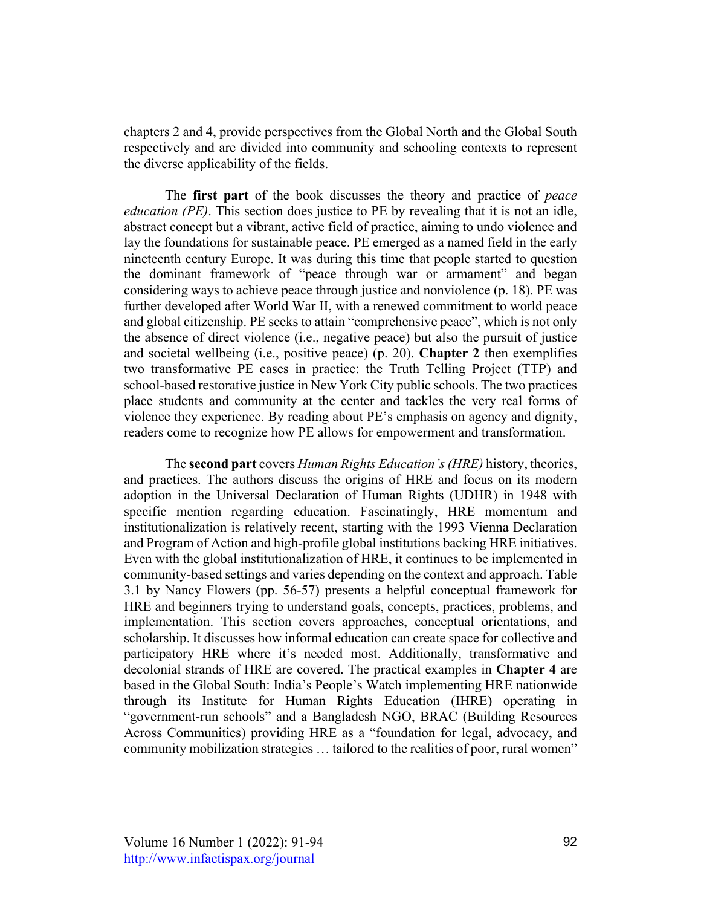chapters 2 and 4, provide perspectives from the Global North and the Global South respectively and are divided into community and schooling contexts to represent the diverse applicability of the fields.

The **first part** of the book discusses the theory and practice of *peace education (PE)*. This section does justice to PE by revealing that it is not an idle, abstract concept but a vibrant, active field of practice, aiming to undo violence and lay the foundations for sustainable peace. PE emerged as a named field in the early nineteenth century Europe. It was during this time that people started to question the dominant framework of "peace through war or armament" and began considering ways to achieve peace through justice and nonviolence (p. 18). PE was further developed after World War II, with a renewed commitment to world peace and global citizenship. PE seeks to attain "comprehensive peace", which is not only the absence of direct violence (i.e., negative peace) but also the pursuit of justice and societal wellbeing (i.e., positive peace) (p. 20). **Chapter 2** then exemplifies two transformative PE cases in practice: the Truth Telling Project (TTP) and school-based restorative justice in New York City public schools. The two practices place students and community at the center and tackles the very real forms of violence they experience. By reading about PE's emphasis on agency and dignity, readers come to recognize how PE allows for empowerment and transformation.

The **second part** covers *Human Rights Education's (HRE)* history, theories, and practices. The authors discuss the origins of HRE and focus on its modern adoption in the Universal Declaration of Human Rights (UDHR) in 1948 with specific mention regarding education. Fascinatingly, HRE momentum and institutionalization is relatively recent, starting with the 1993 Vienna Declaration and Program of Action and high-profile global institutions backing HRE initiatives. Even with the global institutionalization of HRE, it continues to be implemented in community-based settings and varies depending on the context and approach. Table 3.1 by Nancy Flowers (pp. 56-57) presents a helpful conceptual framework for HRE and beginners trying to understand goals, concepts, practices, problems, and implementation. This section covers approaches, conceptual orientations, and scholarship. It discusses how informal education can create space for collective and participatory HRE where it's needed most. Additionally, transformative and decolonial strands of HRE are covered. The practical examples in **Chapter 4** are based in the Global South: India's People's Watch implementing HRE nationwide through its Institute for Human Rights Education (IHRE) operating in "government-run schools" and a Bangladesh NGO, BRAC (Building Resources Across Communities) providing HRE as a "foundation for legal, advocacy, and community mobilization strategies … tailored to the realities of poor, rural women"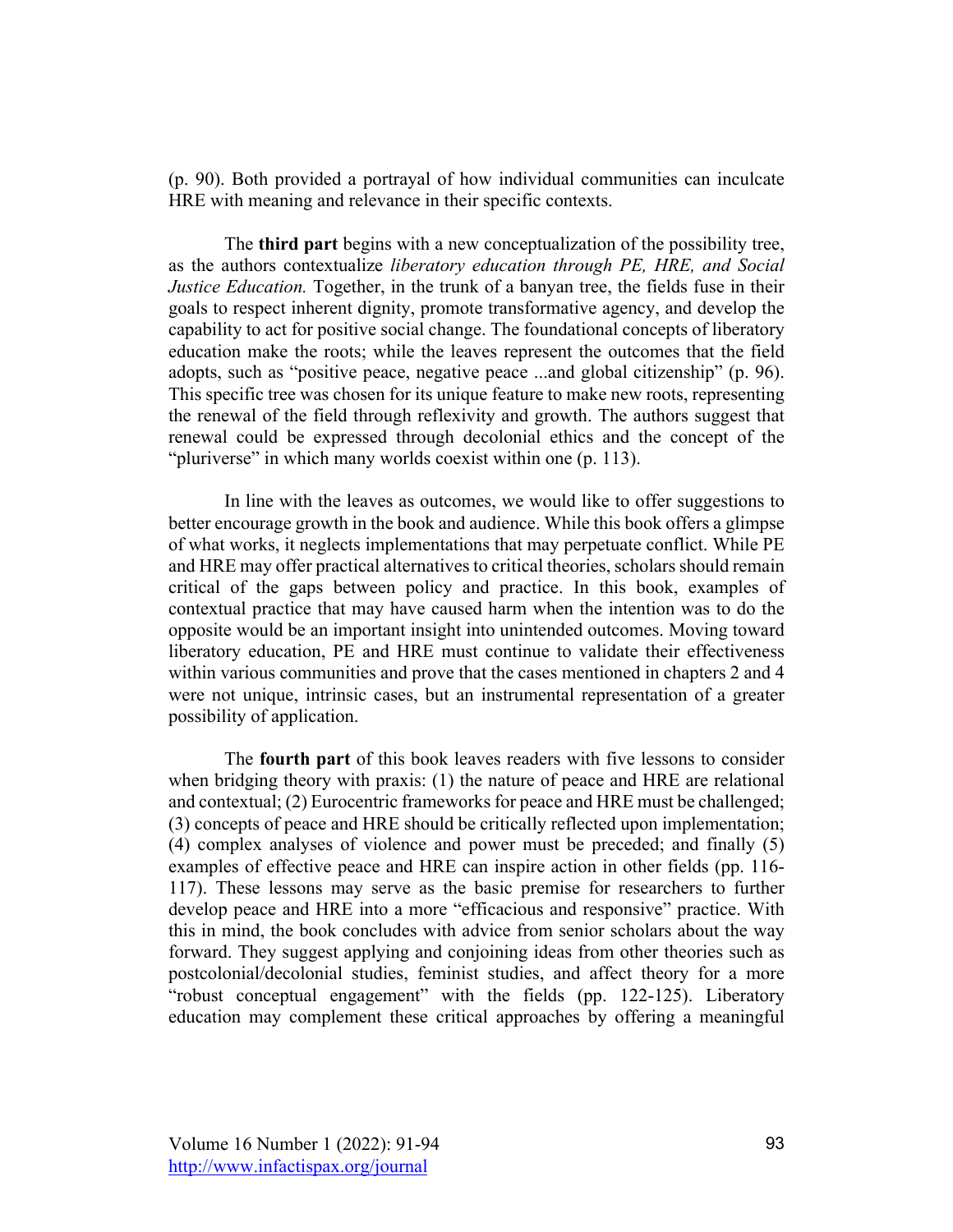(p. 90). Both provided a portrayal of how individual communities can inculcate HRE with meaning and relevance in their specific contexts.

The **third part** begins with a new conceptualization of the possibility tree, as the authors contextualize *liberatory education through PE, HRE, and Social Justice Education.* Together, in the trunk of a banyan tree, the fields fuse in their goals to respect inherent dignity, promote transformative agency, and develop the capability to act for positive social change. The foundational concepts of liberatory education make the roots; while the leaves represent the outcomes that the field adopts, such as "positive peace, negative peace ...and global citizenship" (p. 96). This specific tree was chosen for its unique feature to make new roots, representing the renewal of the field through reflexivity and growth. The authors suggest that renewal could be expressed through decolonial ethics and the concept of the "pluriverse" in which many worlds coexist within one (p. 113).

In line with the leaves as outcomes, we would like to offer suggestions to better encourage growth in the book and audience. While this book offers a glimpse of what works, it neglects implementations that may perpetuate conflict. While PE and HRE may offer practical alternatives to critical theories, scholars should remain critical of the gaps between policy and practice. In this book, examples of contextual practice that may have caused harm when the intention was to do the opposite would be an important insight into unintended outcomes. Moving toward liberatory education, PE and HRE must continue to validate their effectiveness within various communities and prove that the cases mentioned in chapters 2 and 4 were not unique, intrinsic cases, but an instrumental representation of a greater possibility of application.

The **fourth part** of this book leaves readers with five lessons to consider when bridging theory with praxis: (1) the nature of peace and HRE are relational and contextual; (2) Eurocentric frameworks for peace and HRE must be challenged; (3) concepts of peace and HRE should be critically reflected upon implementation; (4) complex analyses of violence and power must be preceded; and finally (5) examples of effective peace and HRE can inspire action in other fields (pp. 116-117). These lessons may serve as the basic premise for researchers to further develop peace and HRE into a more "efficacious and responsive" practice. With this in mind, the book concludes with advice from senior scholars about the way forward. They suggest applying and conjoining ideas from other theories such as postcolonial/decolonial studies, feminist studies, and affect theory for a more "robust conceptual engagement" with the fields (pp. 122-125). Liberatory education may complement these critical approaches by offering a meaningful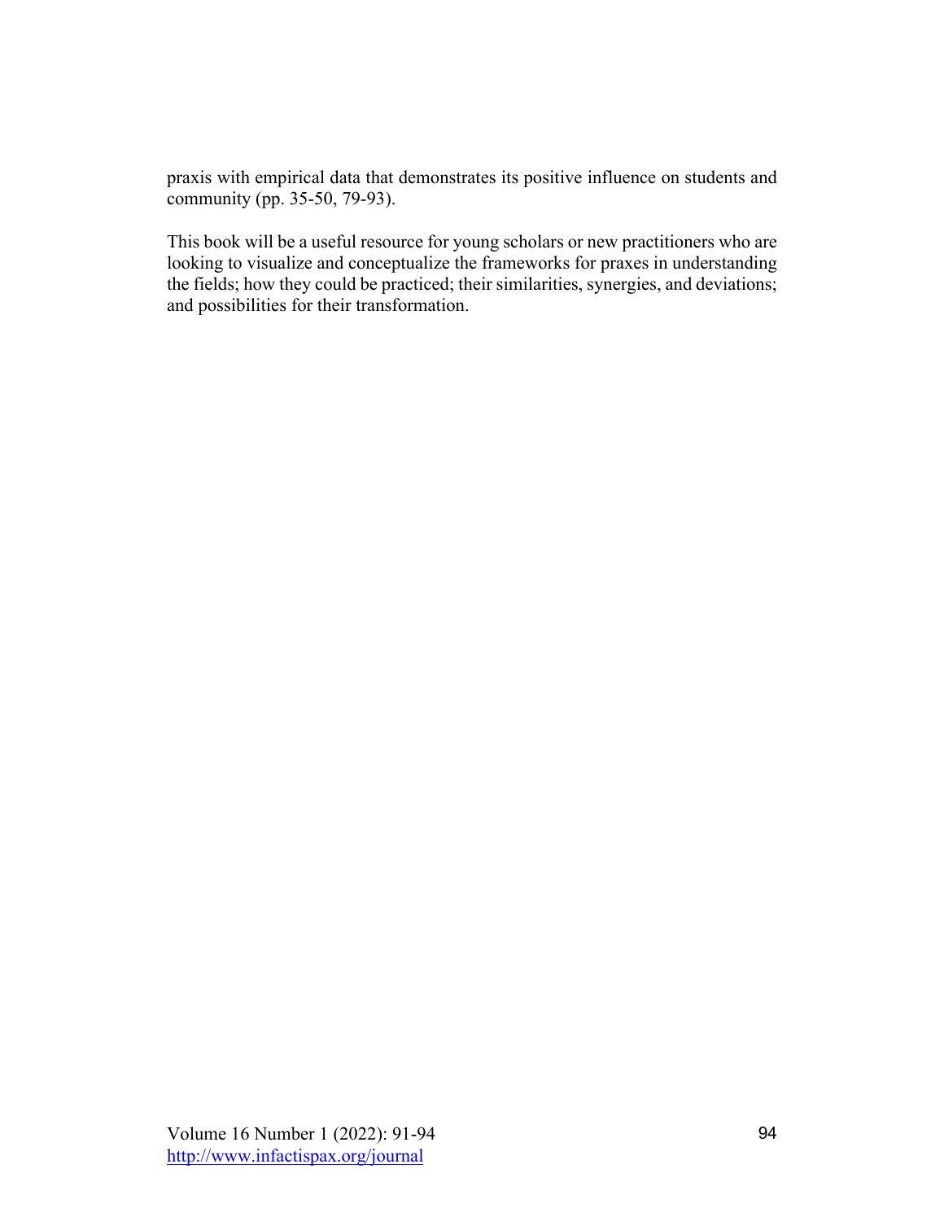praxis with empirical data that demonstrates its positive influence on students and community (pp. 35-50, 79-93).

This book will be a useful resource for young scholars or new practitioners who are looking to visualize and conceptualize the frameworks for praxes in understanding the fields; how they could be practiced; their similarities, synergies, and deviations; and possibilities for their transformation.